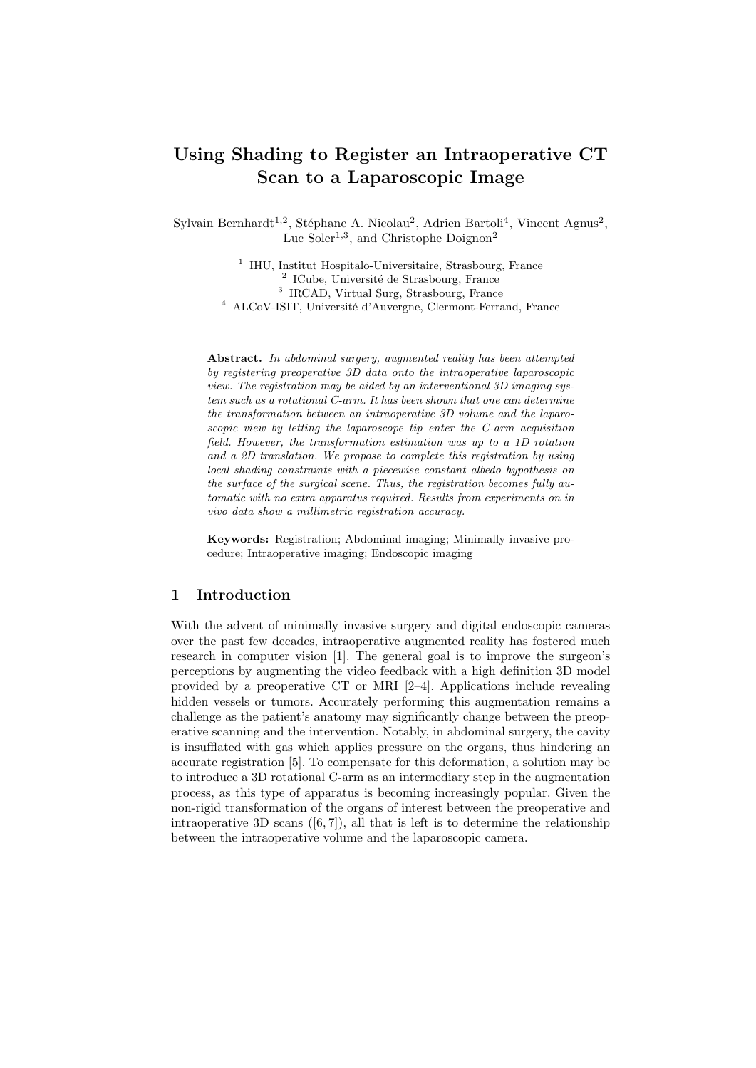# Using Shading to Register an Intraoperative CT Scan to a Laparoscopic Image

Sylvain Bernhardt[1,2], Stéphane A. Nicolau[2], Adrien Bartoli[4], Vincent Agnus[2], Luc Soler[1,3], and Christophe Doignon[2]

[1] IHU, Institut Hospitalo-Universitaire, Strasbourg, France
[2] ICube, Université de Strasbourg, France
[3] IRCAD, Virtual Surg, Strasbourg, France
[4] ALCoV-ISIT, Université d'Auvergne, Clermont-Ferrand, France

**Abstract.** *In abdominal surgery, augmented reality has been attempted by registering preoperative 3D data onto the intraoperative laparoscopic view. The registration may be aided by an interventional 3D imaging system such as a rotational C-arm. It has been shown that one can determine the transformation between an intraoperative 3D volume and the laparoscopic view by letting the laparoscope tip enter the C-arm acquisition field. However, the transformation estimation was up to a 1D rotation and a 2D translation. We propose to complete this registration by using local shading constraints with a piecewise constant albedo hypothesis on the surface of the surgical scene. Thus, the registration becomes fully automatic with no extra apparatus required. Results from experiments on in vivo data show a millimetric registration accuracy.*

**Keywords:** Registration; Abdominal imaging; Minimally invasive procedure; Intraoperative imaging; Endoscopic imaging

## 1 Introduction

With the advent of minimally invasive surgery and digital endoscopic cameras over the past few decades, intraoperative augmented reality has fostered much research in computer vision [1]. The general goal is to improve the surgeon's perceptions by augmenting the video feedback with a high definition 3D model provided by a preoperative CT or MRI [2–4]. Applications include revealing hidden vessels or tumors. Accurately performing this augmentation remains a challenge as the patient's anatomy may significantly change between the preoperative scanning and the intervention. Notably, in abdominal surgery, the cavity is insufflated with gas which applies pressure on the organs, thus hindering an accurate registration [5]. To compensate for this deformation, a solution may be to introduce a 3D rotational C-arm as an intermediary step in the augmentation process, as this type of apparatus is becoming increasingly popular. Given the non-rigid transformation of the organs of interest between the preoperative and intraoperative 3D scans ([6, 7]), all that is left is to determine the relationship between the intraoperative volume and the laparoscopic camera.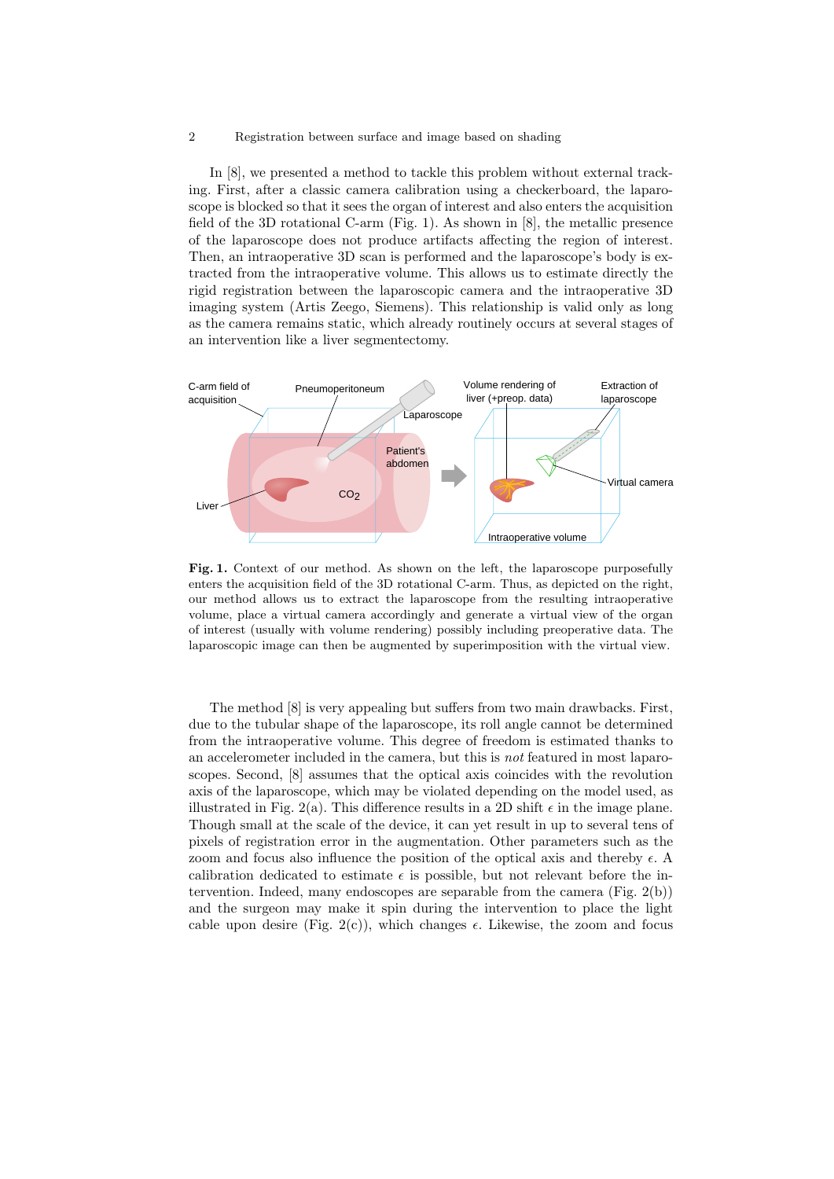In [8], we presented a method to tackle this problem without external tracking. First, after a classic camera calibration using a checkerboard, the laparoscope is blocked so that it sees the organ of interest and also enters the acquisition field of the 3D rotational C-arm (Fig. 1). As shown in [8], the metallic presence of the laparoscope does not produce artifacts affecting the region of interest. Then, an intraoperative 3D scan is performed and the laparoscope's body is extracted from the intraoperative volume. This allows us to estimate directly the rigid registration between the laparoscopic camera and the intraoperative 3D imaging system (Artis Zeego, Siemens). This relationship is valid only as long as the camera remains static, which already routinely occurs at several stages of an intervention like a liver segmentectomy.

**Fig. 1.** Context of our method. As shown on the left, the laparoscope purposefully enters the acquisition field of the 3D rotational C-arm. Thus, as depicted on the right, our method allows us to extract the laparoscope from the resulting intraoperative volume, place a virtual camera accordingly and generate a virtual view of the organ of interest (usually with volume rendering) possibly including preoperative data. The laparoscopic image can then be augmented by superimposition with the virtual view.

The method [8] is very appealing but suffers from two main drawbacks. First, due to the tubular shape of the laparoscope, its roll angle cannot be determined from the intraoperative volume. This degree of freedom is estimated thanks to an accelerometer included in the camera, but this is *not* featured in most laparoscopes. Second, [8] assumes that the optical axis coincides with the revolution axis of the laparoscope, which may be violated depending on the model used, as illustrated in Fig. 2(a). This difference results in a 2D shift $\epsilon$ in the image plane. Though small at the scale of the device, it can yet result in up to several tens of pixels of registration error in the augmentation. Other parameters such as the zoom and focus also influence the position of the optical axis and thereby $\epsilon$. A calibration dedicated to estimate $\epsilon$ is possible, but not relevant before the intervention. Indeed, many endoscopes are separable from the camera (Fig. 2(b)) and the surgeon may make it spin during the intervention to place the light cable upon desire (Fig. 2(c)), which changes $\epsilon$. Likewise, the zoom and focus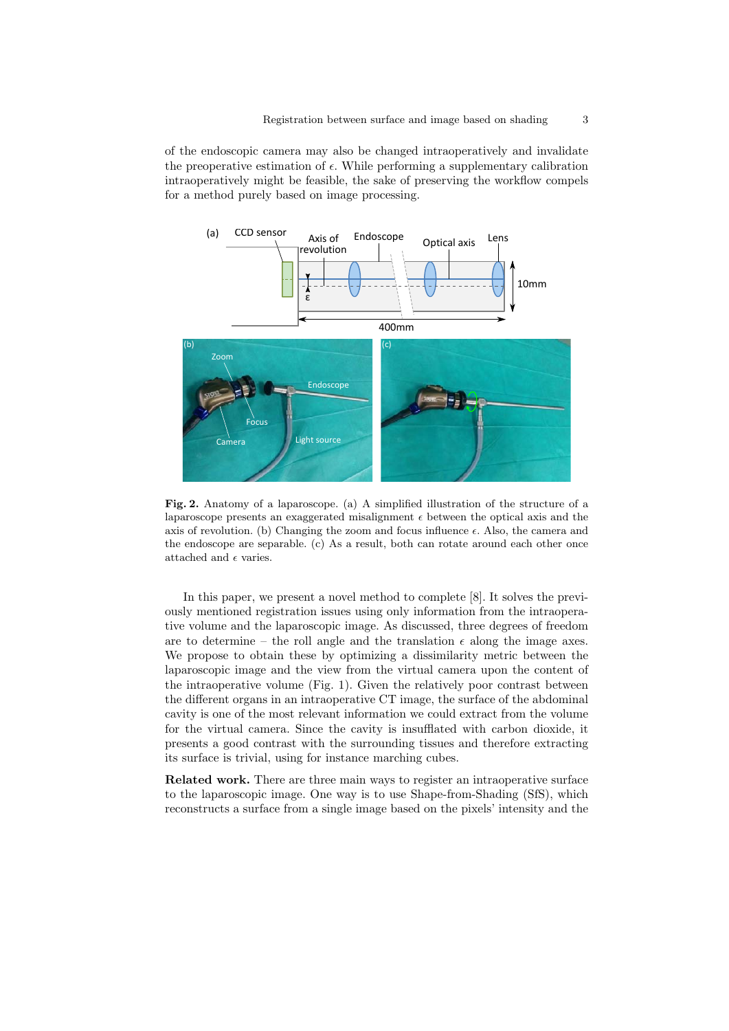of the endoscopic camera may also be changed intraoperatively and invalidate the preoperative estimation of $\epsilon$. While performing a supplementary calibration intraoperatively might be feasible, the sake of preserving the workflow compels for a method purely based on image processing.

**Fig. 2.** Anatomy of a laparoscope. (a) A simplified illustration of the structure of a laparoscope presents an exaggerated misalignment $\epsilon$ between the optical axis and the axis of revolution. (b) Changing the zoom and focus influence $\epsilon$. Also, the camera and the endoscope are separable. (c) As a result, both can rotate around each other once attached and $\epsilon$ varies.

In this paper, we present a novel method to complete [8]. It solves the previously mentioned registration issues using only information from the intraoperative volume and the laparoscopic image. As discussed, three degrees of freedom are to determine – the roll angle and the translation $\epsilon$ along the image axes. We propose to obtain these by optimizing a dissimilarity metric between the laparoscopic image and the view from the virtual camera upon the content of the intraoperative volume (Fig. 1). Given the relatively poor contrast between the different organs in an intraoperative CT image, the surface of the abdominal cavity is one of the most relevant information we could extract from the volume for the virtual camera. Since the cavity is insufflated with carbon dioxide, it presents a good contrast with the surrounding tissues and therefore extracting its surface is trivial, using for instance marching cubes.

**Related work.** There are three main ways to register an intraoperative surface to the laparoscopic image. One way is to use Shape-from-Shading (SfS), which reconstructs a surface from a single image based on the pixels' intensity and the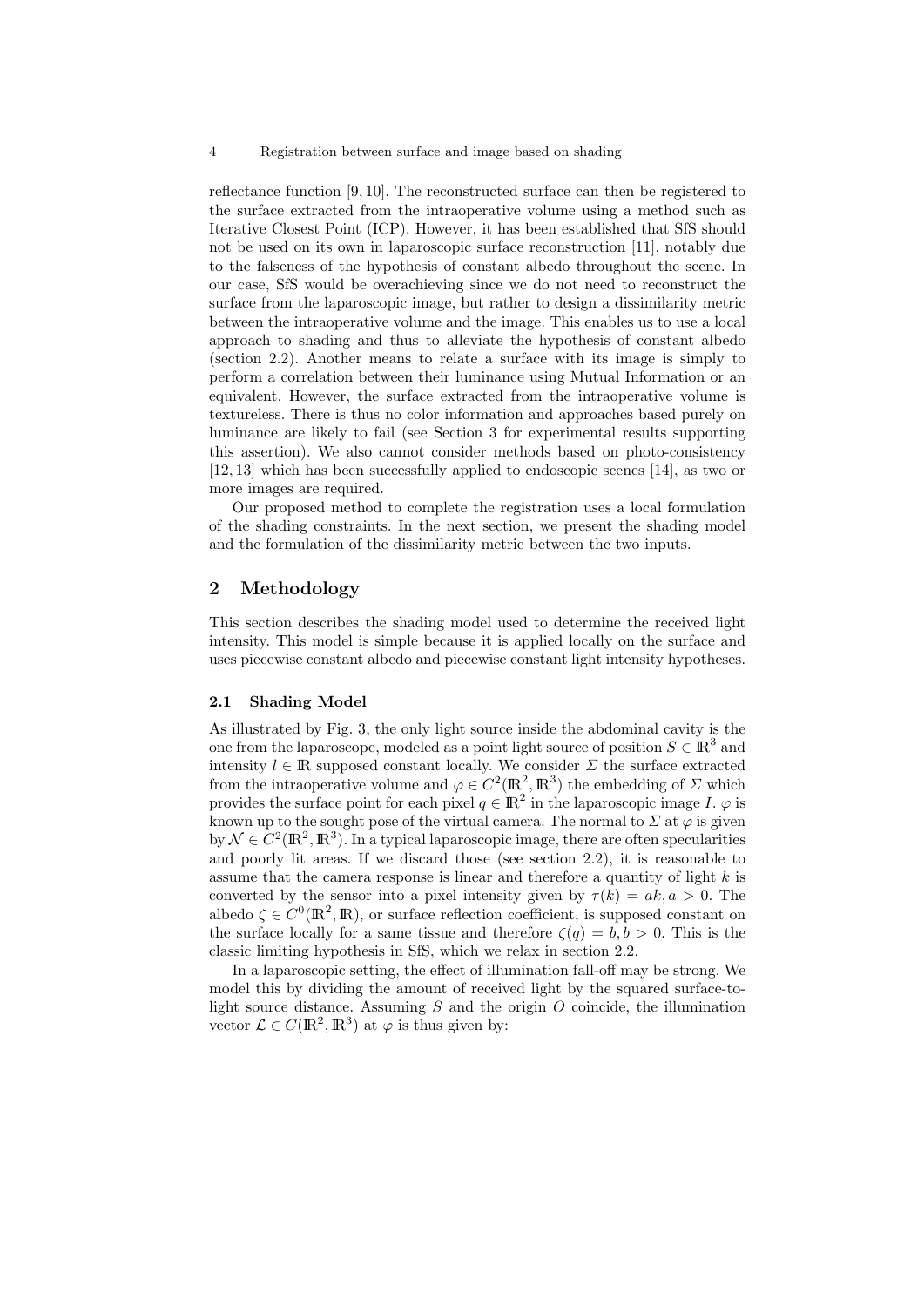reflectance function [9, 10]. The reconstructed surface can then be registered to the surface extracted from the intraoperative volume using a method such as Iterative Closest Point (ICP). However, it has been established that SfS should not be used on its own in laparoscopic surface reconstruction [11], notably due to the falseness of the hypothesis of constant albedo throughout the scene. In our case, SfS would be overachieving since we do not need to reconstruct the surface from the laparoscopic image, but rather to design a dissimilarity metric between the intraoperative volume and the image. This enables us to use a local approach to shading and thus to alleviate the hypothesis of constant albedo (section 2.2). Another means to relate a surface with its image is simply to perform a correlation between their luminance using Mutual Information or an equivalent. However, the surface extracted from the intraoperative volume is textureless. There is thus no color information and approaches based purely on luminance are likely to fail (see Section 3 for experimental results supporting this assertion). We also cannot consider methods based on photo-consistency [12, 13] which has been successfully applied to endoscopic scenes [14], as two or more images are required.

Our proposed method to complete the registration uses a local formulation of the shading constraints. In the next section, we present the shading model and the formulation of the dissimilarity metric between the two inputs.

## 2 Methodology

This section describes the shading model used to determine the received light intensity. This model is simple because it is applied locally on the surface and uses piecewise constant albedo and piecewise constant light intensity hypotheses.

### 2.1 Shading Model

As illustrated by Fig. 3, the only light source inside the abdominal cavity is the one from the laparoscope, modeled as a point light source of position $S \in \mathbb{R}^3$ and intensity $l \in \mathbb{R}$ supposed constant locally. We consider $\Sigma$ the surface extracted from the intraoperative volume and $\varphi \in C^2(\mathbb{R}^2, \mathbb{R}^3)$ the embedding of $\Sigma$ which provides the surface point for each pixel $q \in \mathbb{R}^2$ in the laparoscopic image $I$. $\varphi$ is known up to the sought pose of the virtual camera. The normal to $\Sigma$ at $\varphi$ is given by $\mathcal{N} \in C^2(\mathbb{R}^2, \mathbb{R}^3)$. In a typical laparoscopic image, there are often specularities and poorly lit areas. If we discard those (see section 2.2), it is reasonable to assume that the camera response is linear and therefore a quantity of light $k$ is converted by the sensor into a pixel intensity given by $\tau(k) = ak, a > 0$. The albedo $\zeta \in C^0(\mathbb{R}^2, \mathbb{R})$, or surface reflection coefficient, is supposed constant on the surface locally for a same tissue and therefore $\zeta(q) = b, b > 0$. This is the classic limiting hypothesis in SfS, which we relax in section 2.2.

In a laparoscopic setting, the effect of illumination fall-off may be strong. We model this by dividing the amount of received light by the squared surface-to-light source distance. Assuming $S$ and the origin $O$ coincide, the illumination vector $\mathcal{L} \in C(\mathbb{R}^2, \mathbb{R}^3)$ at $\varphi$ is thus given by: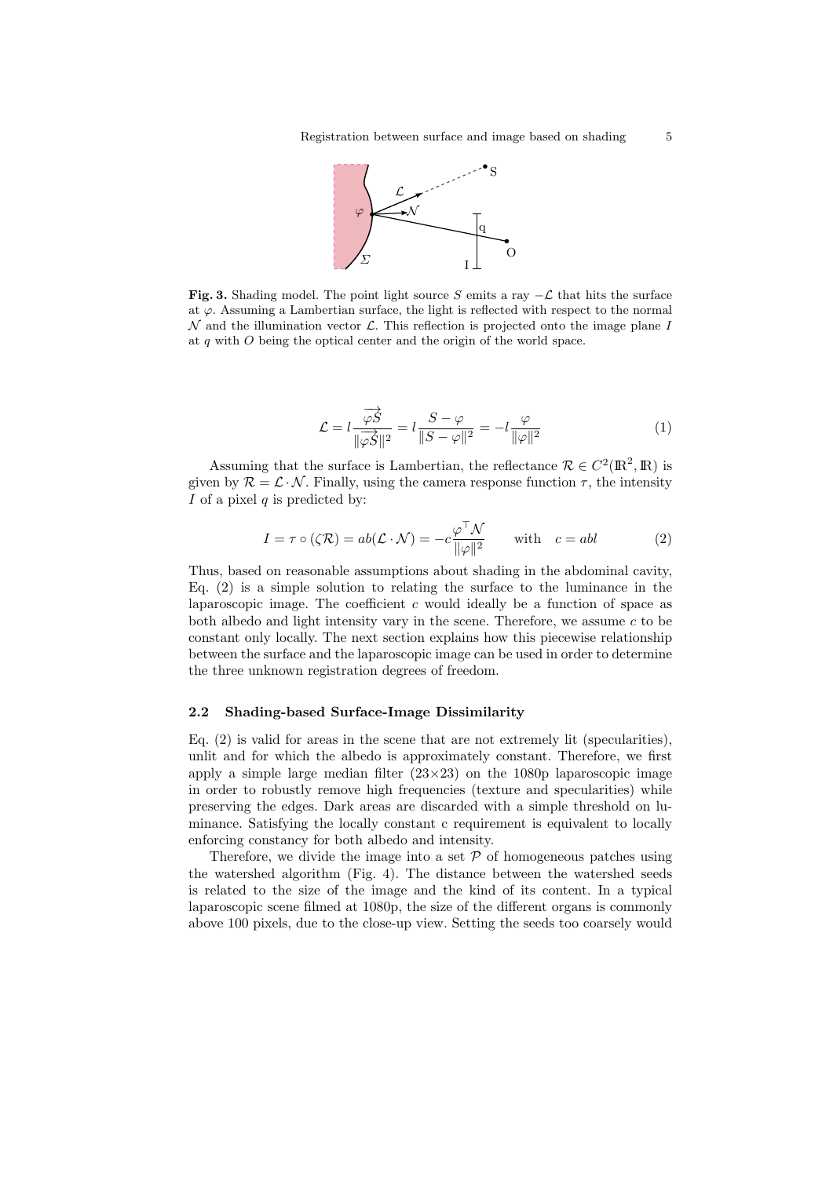**Fig. 3.** Shading model. The point light source $S$ emits a ray $-\mathcal{L}$ that hits the surface at $\varphi$. Assuming a Lambertian surface, the light is reflected with respect to the normal $\mathcal{N}$ and the illumination vector $\mathcal{L}$. This reflection is projected onto the image plane $I$ at $q$ with $O$ being the optical center and the origin of the world space.

$$\mathcal{L} = l \frac{\overrightarrow{\varphi S}}{\|\overrightarrow{\varphi S}\|^2} = l \frac{S - \varphi}{\|S - \varphi\|^2} = -l \frac{\varphi}{\|\varphi\|^2} \tag{1}$$

Assuming that the surface is Lambertian, the reflectance $\mathcal{R} \in C^2(\mathbb{R}^2, \mathbb{R})$ is given by $\mathcal{R} = \mathcal{L} \cdot \mathcal{N}$. Finally, using the camera response function $\tau$, the intensity $I$ of a pixel $q$ is predicted by:

$$I = \tau \circ (\zeta \mathcal{R}) = ab(\mathcal{L} \cdot \mathcal{N}) = -c \frac{\varphi^\top \mathcal{N}}{\|\varphi\|^2} \qquad \text{with} \quad c = abl \tag{2}$$

Thus, based on reasonable assumptions about shading in the abdominal cavity, Eq. (2) is a simple solution to relating the surface to the luminance in the laparoscopic image. The coefficient $c$ would ideally be a function of space as both albedo and light intensity vary in the scene. Therefore, we assume $c$ to be constant only locally. The next section explains how this piecewise relationship between the surface and the laparoscopic image can be used in order to determine the three unknown registration degrees of freedom.

### 2.2 Shading-based Surface-Image Dissimilarity

Eq. (2) is valid for areas in the scene that are not extremely lit (specularities), unlit and for which the albedo is approximately constant. Therefore, we first apply a simple large median filter (23×23) on the 1080p laparoscopic image in order to robustly remove high frequencies (texture and specularities) while preserving the edges. Dark areas are discarded with a simple threshold on luminance. Satisfying the locally constant c requirement is equivalent to locally enforcing constancy for both albedo and intensity.

Therefore, we divide the image into a set $\mathcal{P}$ of homogeneous patches using the watershed algorithm (Fig. 4). The distance between the watershed seeds is related to the size of the image and the kind of its content. In a typical laparoscopic scene filmed at 1080p, the size of the different organs is commonly above 100 pixels, due to the close-up view. Setting the seeds too coarsely would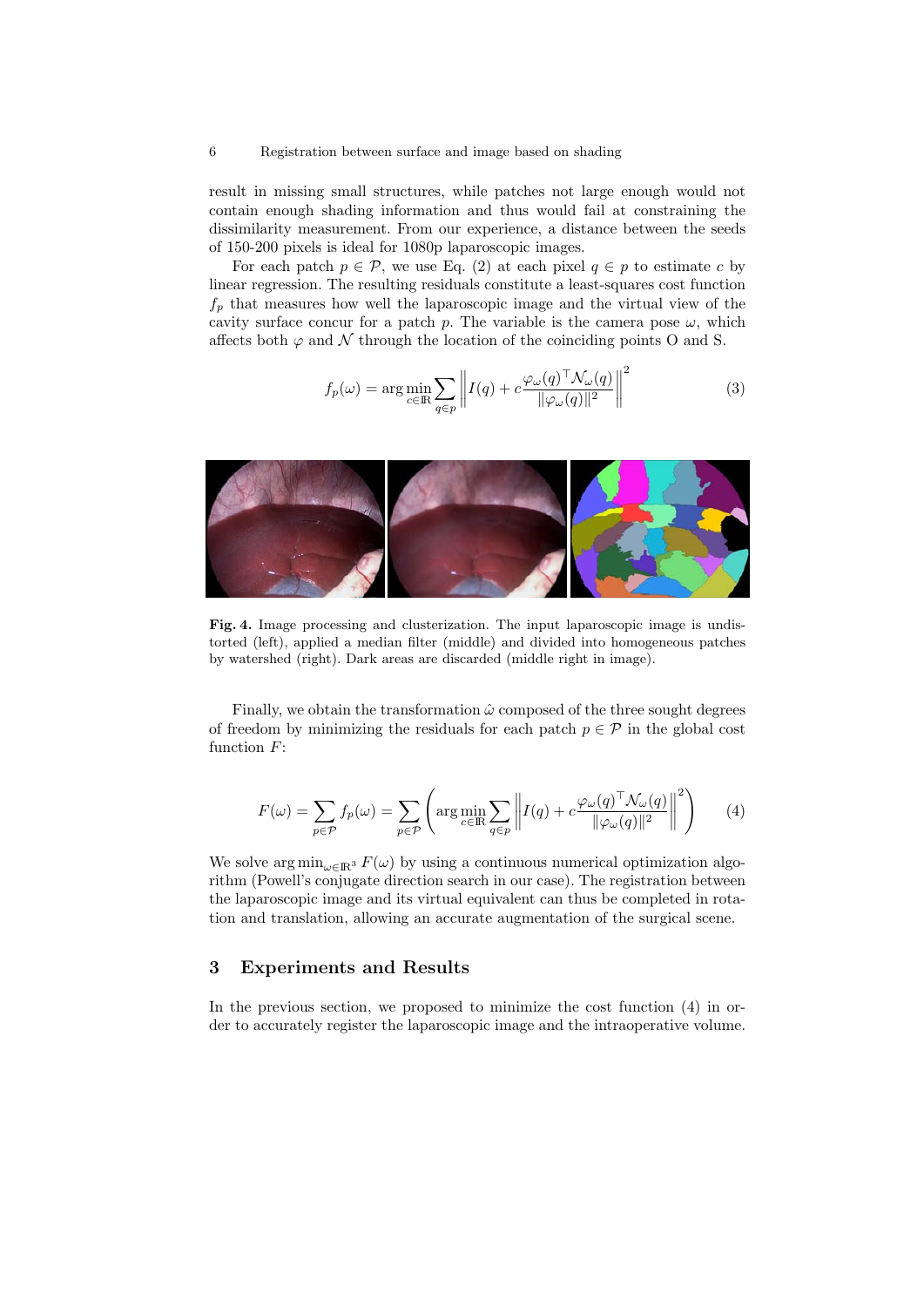result in missing small structures, while patches not large enough would not contain enough shading information and thus would fail at constraining the dissimilarity measurement. From our experience, a distance between the seeds of 150-200 pixels is ideal for 1080p laparoscopic images.

For each patch $p \in \mathcal{P}$, we use Eq. (2) at each pixel $q \in p$ to estimate $c$ by linear regression. The resulting residuals constitute a least-squares cost function $f_p$ that measures how well the laparoscopic image and the virtual view of the cavity surface concur for a patch $p$. The variable is the camera pose $\omega$, which affects both $\varphi$ and $\mathcal{N}$ through the location of the coinciding points O and S.

$$f_p(\omega) = \arg\min_{c \in \mathbb{R}} \sum_{q \in p} \left\| I(q) + c \frac{\varphi_\omega(q)^\top \mathcal{N}_\omega(q)}{\|\varphi_\omega(q)\|^2} \right\|^2 \tag{3}$$

**Fig. 4.** Image processing and clusterization. The input laparoscopic image is undistorted (left), applied a median filter (middle) and divided into homogeneous patches by watershed (right). Dark areas are discarded (middle right in image).

Finally, we obtain the transformation $\hat{\omega}$ composed of the three sought degrees of freedom by minimizing the residuals for each patch $p \in \mathcal{P}$ in the global cost function $F$:

$$F(\omega) = \sum_{p \in \mathcal{P}} f_p(\omega) = \sum_{p \in \mathcal{P}} \left( \arg\min_{c \in \mathbb{R}} \sum_{q \in p} \left\| I(q) + c \frac{\varphi_\omega(q)^\top \mathcal{N}_\omega(q)}{\|\varphi_\omega(q)\|^2} \right\|^2 \right) \tag{4}$$

We solve $\arg\min_{\omega \in \mathbb{R}^3} F(\omega)$ by using a continuous numerical optimization algorithm (Powell's conjugate direction search in our case). The registration between the laparoscopic image and its virtual equivalent can thus be completed in rotation and translation, allowing an accurate augmentation of the surgical scene.

## 3 Experiments and Results

In the previous section, we proposed to minimize the cost function (4) in order to accurately register the laparoscopic image and the intraoperative volume.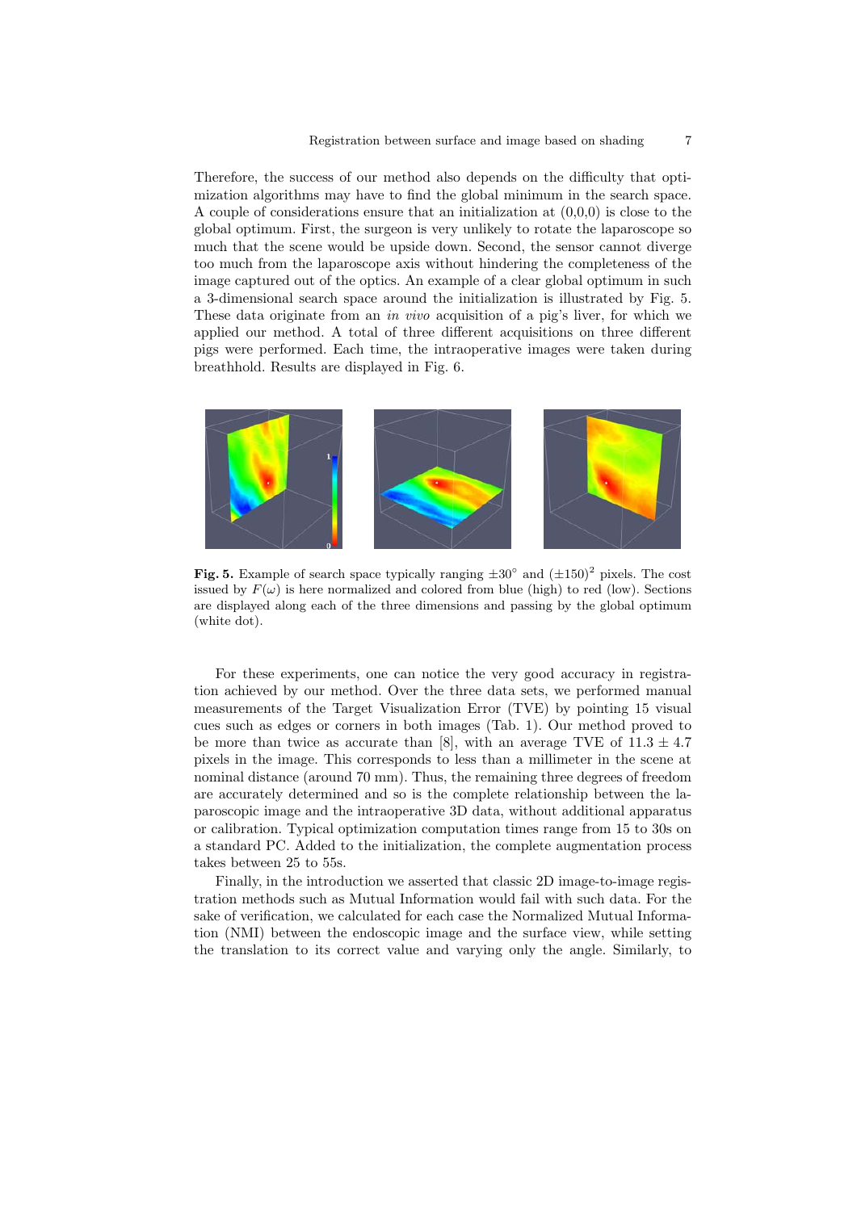Therefore, the success of our method also depends on the difficulty that optimization algorithms may have to find the global minimum in the search space. A couple of considerations ensure that an initialization at (0,0,0) is close to the global optimum. First, the surgeon is very unlikely to rotate the laparoscope so much that the scene would be upside down. Second, the sensor cannot diverge too much from the laparoscope axis without hindering the completeness of the image captured out of the optics. An example of a clear global optimum in such a 3-dimensional search space around the initialization is illustrated by Fig. 5. These data originate from an *in vivo* acquisition of a pig's liver, for which we applied our method. A total of three different acquisitions on three different pigs were performed. Each time, the intraoperative images were taken during breathhold. Results are displayed in Fig. 6.

**Fig. 5.** Example of search space typically ranging $\pm 30^{\circ}$ and $(\pm 150)^2$ pixels. The cost issued by $F(\omega)$ is here normalized and colored from blue (high) to red (low). Sections are displayed along each of the three dimensions and passing by the global optimum (white dot).

For these experiments, one can notice the very good accuracy in registration achieved by our method. Over the three data sets, we performed manual measurements of the Target Visualization Error (TVE) by pointing 15 visual cues such as edges or corners in both images (Tab. 1). Our method proved to be more than twice as accurate than [8], with an average TVE of $11.3 \pm 4.7$ pixels in the image. This corresponds to less than a millimeter in the scene at nominal distance (around 70 mm). Thus, the remaining three degrees of freedom are accurately determined and so is the complete relationship between the laparoscopic image and the intraoperative 3D data, without additional apparatus or calibration. Typical optimization computation times range from 15 to 30s on a standard PC. Added to the initialization, the complete augmentation process takes between 25 to 55s.

Finally, in the introduction we asserted that classic 2D image-to-image registration methods such as Mutual Information would fail with such data. For the sake of verification, we calculated for each case the Normalized Mutual Information (NMI) between the endoscopic image and the surface view, while setting the translation to its correct value and varying only the angle. Similarly, to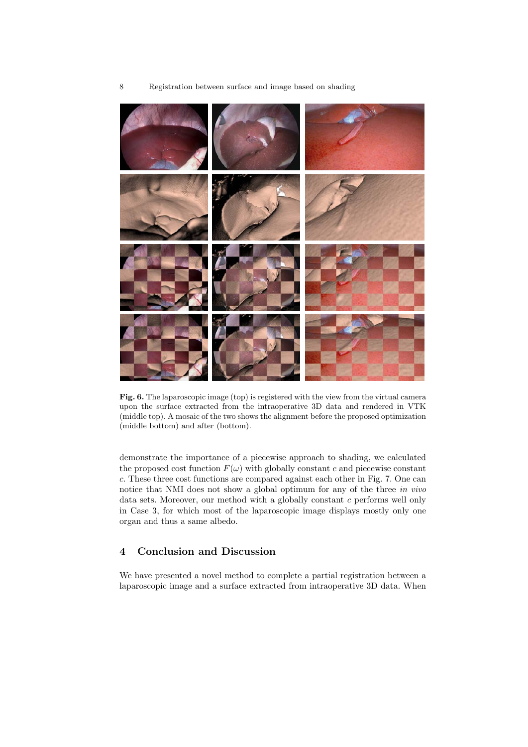**Fig. 6.** The laparoscopic image (top) is registered with the view from the virtual camera upon the surface extracted from the intraoperative 3D data and rendered in VTK (middle top). A mosaic of the two shows the alignment before the proposed optimization (middle bottom) and after (bottom).

demonstrate the importance of a piecewise approach to shading, we calculated the proposed cost function $F(\omega)$ with globally constant $c$ and piecewise constant $c$. These three cost functions are compared against each other in Fig. 7. One can notice that NMI does not show a global optimum for any of the three *in vivo* data sets. Moreover, our method with a globally constant $c$ performs well only in Case 3, for which most of the laparoscopic image displays mostly only one organ and thus a same albedo.

## 4 Conclusion and Discussion

We have presented a novel method to complete a partial registration between a laparoscopic image and a surface extracted from intraoperative 3D data. When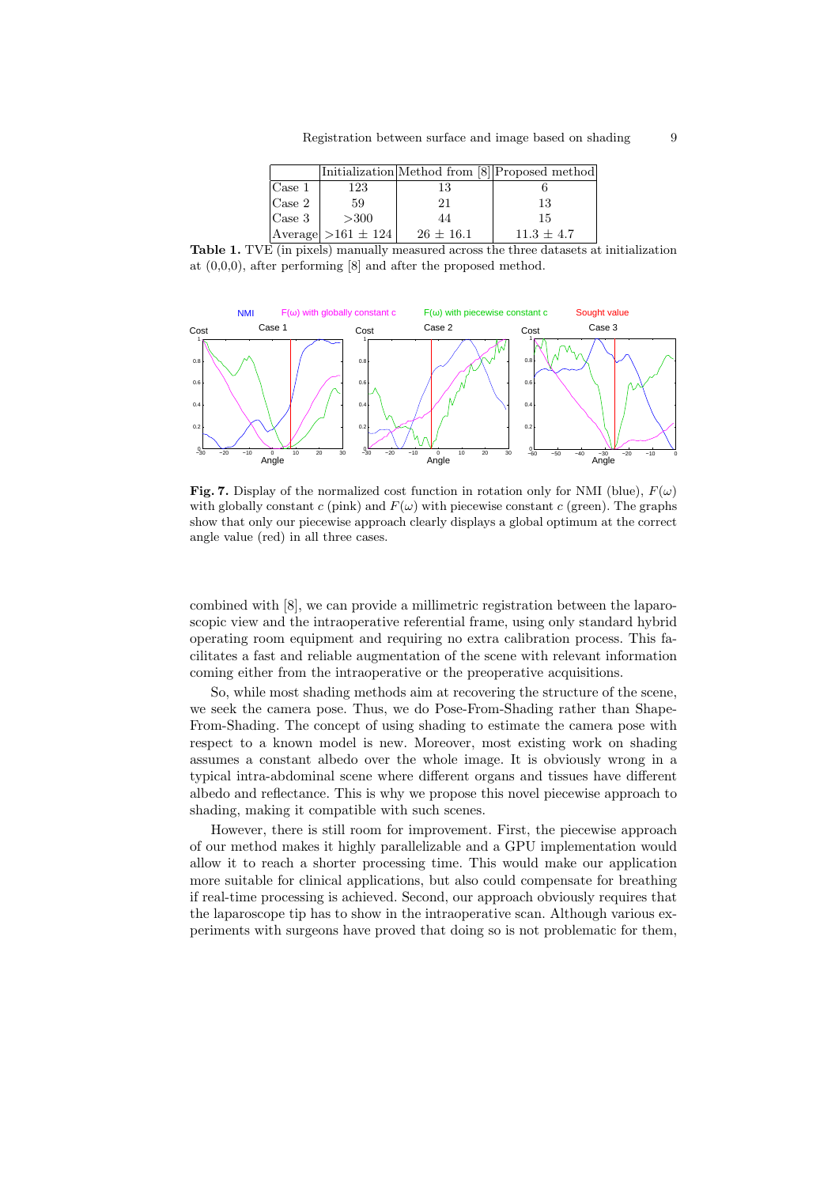| | Initialization | Method from [8] | Proposed method |
|---|---|---|---|
| Case 1 | 123 | 13 | 6 |
| Case 2 | 59 | 21 | 13 |
| Case 3 | >300 | 44 | 15 |
| Average | >161 ± 124 | 26 ± 16.1 | 11.3 ± 4.7 |

**Table 1.** TVE (in pixels) manually measured across the three datasets at initialization at (0,0,0), after performing [8] and after the proposed method.

**Fig. 7.** Display of the normalized cost function in rotation only for NMI (blue), $F(\omega)$ with globally constant $c$ (pink) and $F(\omega)$ with piecewise constant $c$ (green). The graphs show that only our piecewise approach clearly displays a global optimum at the correct angle value (red) in all three cases.

combined with [8], we can provide a millimetric registration between the laparoscopic view and the intraoperative referential frame, using only standard hybrid operating room equipment and requiring no extra calibration process. This facilitates a fast and reliable augmentation of the scene with relevant information coming either from the intraoperative or the preoperative acquisitions.

So, while most shading methods aim at recovering the structure of the scene, we seek the camera pose. Thus, we do Pose-From-Shading rather than Shape-From-Shading. The concept of using shading to estimate the camera pose with respect to a known model is new. Moreover, most existing work on shading assumes a constant albedo over the whole image. It is obviously wrong in a typical intra-abdominal scene where different organs and tissues have different albedo and reflectance. This is why we propose this novel piecewise approach to shading, making it compatible with such scenes.

However, there is still room for improvement. First, the piecewise approach of our method makes it highly parallelizable and a GPU implementation would allow it to reach a shorter processing time. This would make our application more suitable for clinical applications, but also could compensate for breathing if real-time processing is achieved. Second, our approach obviously requires that the laparoscope tip has to show in the intraoperative scan. Although various experiments with surgeons have proved that doing so is not problematic for them,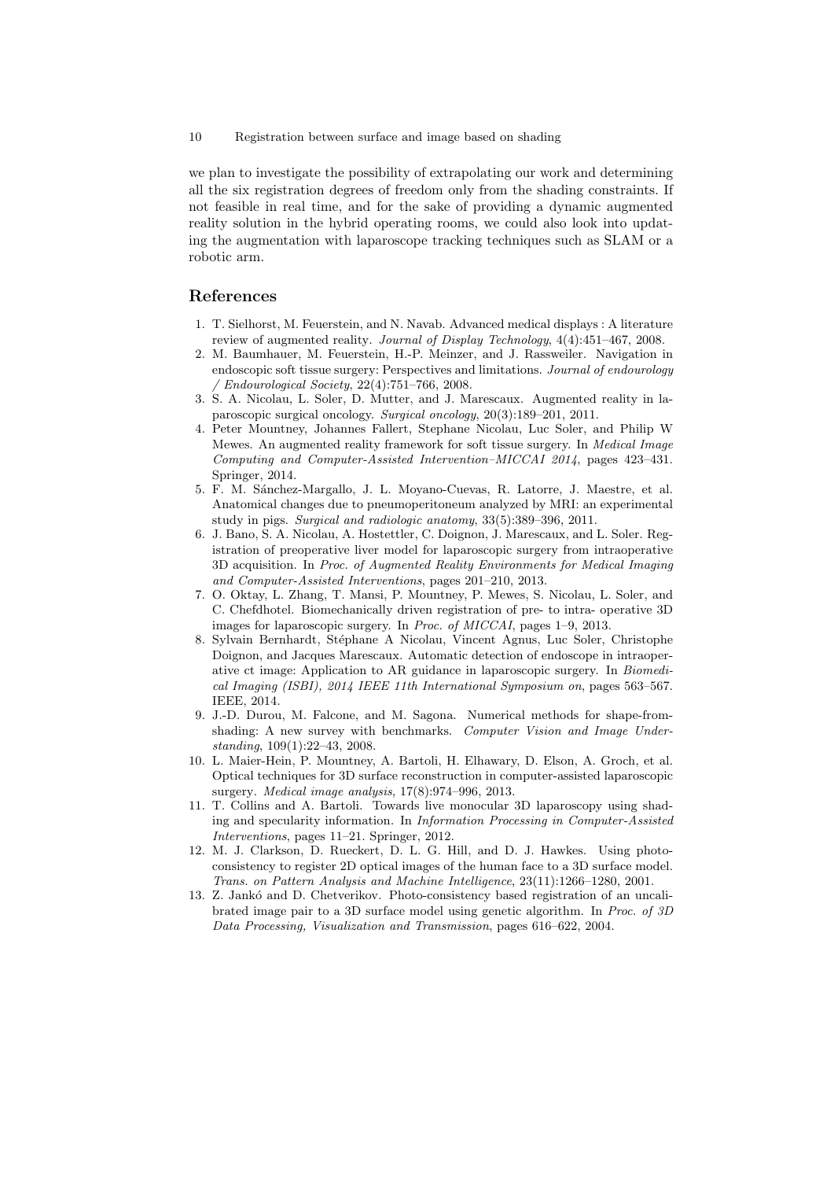we plan to investigate the possibility of extrapolating our work and determining all the six registration degrees of freedom only from the shading constraints. If not feasible in real time, and for the sake of providing a dynamic augmented reality solution in the hybrid operating rooms, we could also look into updating the augmentation with laparoscope tracking techniques such as SLAM or a robotic arm.

## References

1. T. Sielhorst, M. Feuerstein, and N. Navab. Advanced medical displays : A literature review of augmented reality. *Journal of Display Technology*, 4(4):451–467, 2008.
2. M. Baumhauer, M. Feuerstein, H.-P. Meinzer, and J. Rassweiler. Navigation in endoscopic soft tissue surgery: Perspectives and limitations. *Journal of endourology / Endourological Society*, 22(4):751–766, 2008.
3. S. A. Nicolau, L. Soler, D. Mutter, and J. Marescaux. Augmented reality in laparoscopic surgical oncology. *Surgical oncology*, 20(3):189–201, 2011.
4. Peter Mountney, Johannes Fallert, Stephane Nicolau, Luc Soler, and Philip W Mewes. An augmented reality framework for soft tissue surgery. In *Medical Image Computing and Computer-Assisted Intervention–MICCAI 2014*, pages 423–431. Springer, 2014.
5. F. M. Sánchez-Margallo, J. L. Moyano-Cuevas, R. Latorre, J. Maestre, et al. Anatomical changes due to pneumoperitoneum analyzed by MRI: an experimental study in pigs. *Surgical and radiologic anatomy*, 33(5):389–396, 2011.
6. J. Bano, S. A. Nicolau, A. Hostettler, C. Doignon, J. Marescaux, and L. Soler. Registration of preoperative liver model for laparoscopic surgery from intraoperative 3D acquisition. In *Proc. of Augmented Reality Environments for Medical Imaging and Computer-Assisted Interventions*, pages 201–210, 2013.
7. O. Oktay, L. Zhang, T. Mansi, P. Mountney, P. Mewes, S. Nicolau, L. Soler, and C. Chefdhotel. Biomechanically driven registration of pre- to intra- operative 3D images for laparoscopic surgery. In *Proc. of MICCAI*, pages 1–9, 2013.
8. Sylvain Bernhardt, Stéphane A Nicolau, Vincent Agnus, Luc Soler, Christophe Doignon, and Jacques Marescaux. Automatic detection of endoscope in intraoperative ct image: Application to AR guidance in laparoscopic surgery. In *Biomedical Imaging (ISBI), 2014 IEEE 11th International Symposium on*, pages 563–567. IEEE, 2014.
9. J.-D. Durou, M. Falcone, and M. Sagona. Numerical methods for shape-from-shading: A new survey with benchmarks. *Computer Vision and Image Understanding*, 109(1):22–43, 2008.
10. L. Maier-Hein, P. Mountney, A. Bartoli, H. Elhawary, D. Elson, A. Groch, et al. Optical techniques for 3D surface reconstruction in computer-assisted laparoscopic surgery. *Medical image analysis*, 17(8):974–996, 2013.
11. T. Collins and A. Bartoli. Towards live monocular 3D laparoscopy using shading and specularity information. In *Information Processing in Computer-Assisted Interventions*, pages 11–21. Springer, 2012.
12. M. J. Clarkson, D. Rueckert, D. L. G. Hill, and D. J. Hawkes. Using photo-consistency to register 2D optical images of the human face to a 3D surface model. *Trans. on Pattern Analysis and Machine Intelligence*, 23(11):1266–1280, 2001.
13. Z. Jankó and D. Chetverikov. Photo-consistency based registration of an uncalibrated image pair to a 3D surface model using genetic algorithm. In *Proc. of 3D Data Processing, Visualization and Transmission*, pages 616–622, 2004.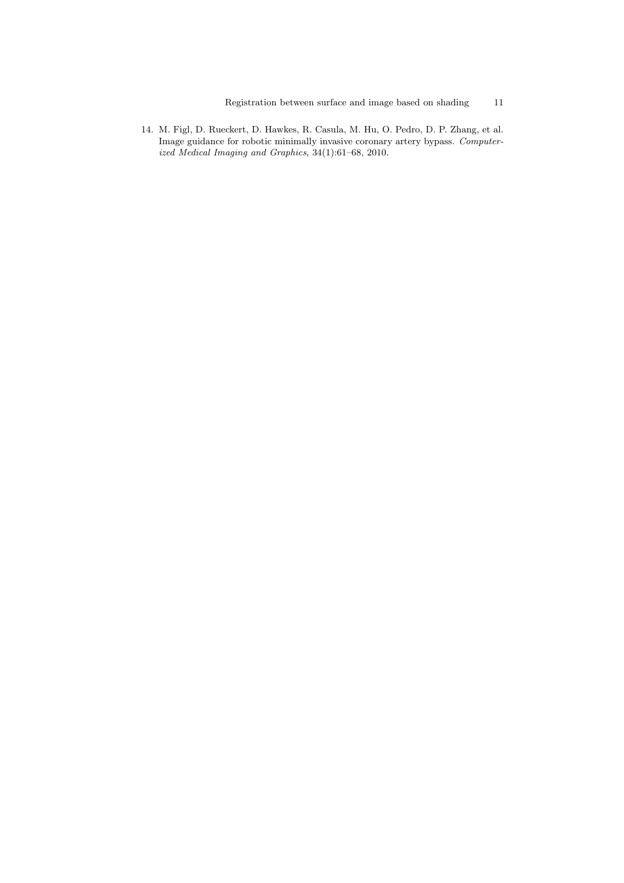14. M. Figl, D. Rueckert, D. Hawkes, R. Casula, M. Hu, O. Pedro, D. P. Zhang, et al. Image guidance for robotic minimally invasive coronary artery bypass. *Computerized Medical Imaging and Graphics*, 34(1):61–68, 2010.